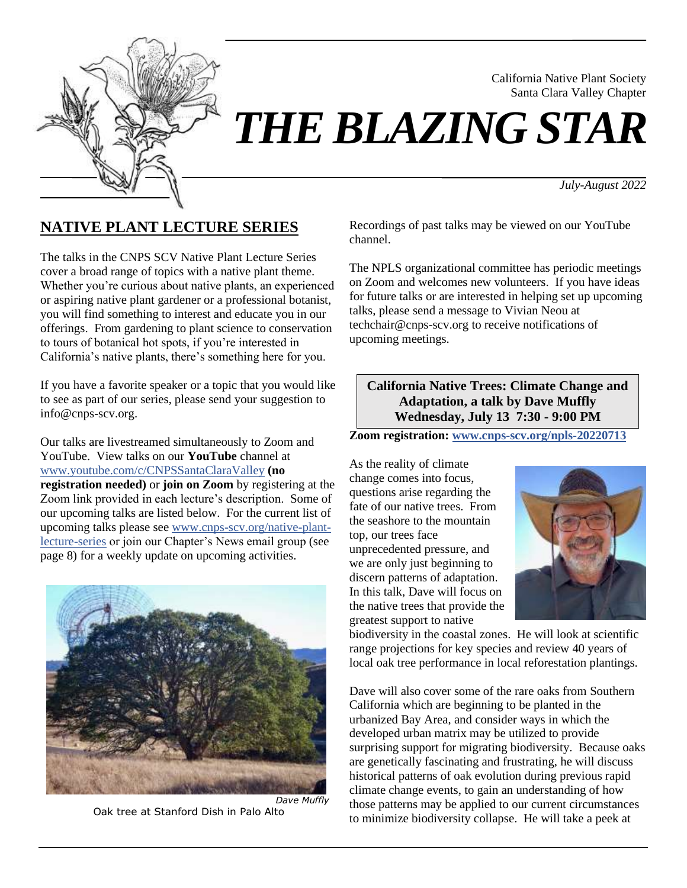California Native Plant Society
Santa Clara Valley Chapter

# THE BLAZING STAR

*July-August 2022*

## NATIVE PLANT LECTURE SERIES

The talks in the CNPS SCV Native Plant Lecture Series cover a broad range of topics with a native plant theme. Whether you're curious about native plants, an experienced or aspiring native plant gardener or a professional botanist, you will find something to interest and educate you in our offerings. From gardening to plant science to conservation to tours of botanical hot spots, if you're interested in California's native plants, there's something here for you.

If you have a favorite speaker or a topic that you would like to see as part of our series, please send your suggestion to info@cnps-scv.org.

Our talks are livestreamed simultaneously to Zoom and YouTube. View talks on our **YouTube** channel at www.youtube.com/c/CNPSSantaClaraValley **(no registration needed)** or **join on Zoom** by registering at the Zoom link provided in each lecture's description. Some of our upcoming talks are listed below. For the current list of upcoming talks please see www.cnps-scv.org/native-plant-lecture-series or join our Chapter's News email group (see page 8) for a weekly update on upcoming activities.

*Dave Muffly*
Oak tree at Stanford Dish in Palo Alto

Recordings of past talks may be viewed on our YouTube channel.

The NPLS organizational committee has periodic meetings on Zoom and welcomes new volunteers. If you have ideas for future talks or are interested in helping set up upcoming talks, please send a message to Vivian Neou at techchair@cnps-scv.org to receive notifications of upcoming meetings.

**California Native Trees: Climate Change and Adaptation, a talk by Dave Muffly**
**Wednesday, July 13 7:30 - 9:00 PM**

**Zoom registration: www.cnps-scv.org/npls-20220713**

As the reality of climate change comes into focus, questions arise regarding the fate of our native trees. From the seashore to the mountain top, our trees face unprecedented pressure, and we are only just beginning to discern patterns of adaptation. In this talk, Dave will focus on the native trees that provide the greatest support to native biodiversity in the coastal zones. He will look at scientific range projections for key species and review 40 years of local oak tree performance in local reforestation plantings.

Dave will also cover some of the rare oaks from Southern California which are beginning to be planted in the urbanized Bay Area, and consider ways in which the developed urban matrix may be utilized to provide surprising support for migrating biodiversity. Because oaks are genetically fascinating and frustrating, he will discuss historical patterns of oak evolution during previous rapid climate change events, to gain an understanding of how those patterns may be applied to our current circumstances to minimize biodiversity collapse. He will take a peek at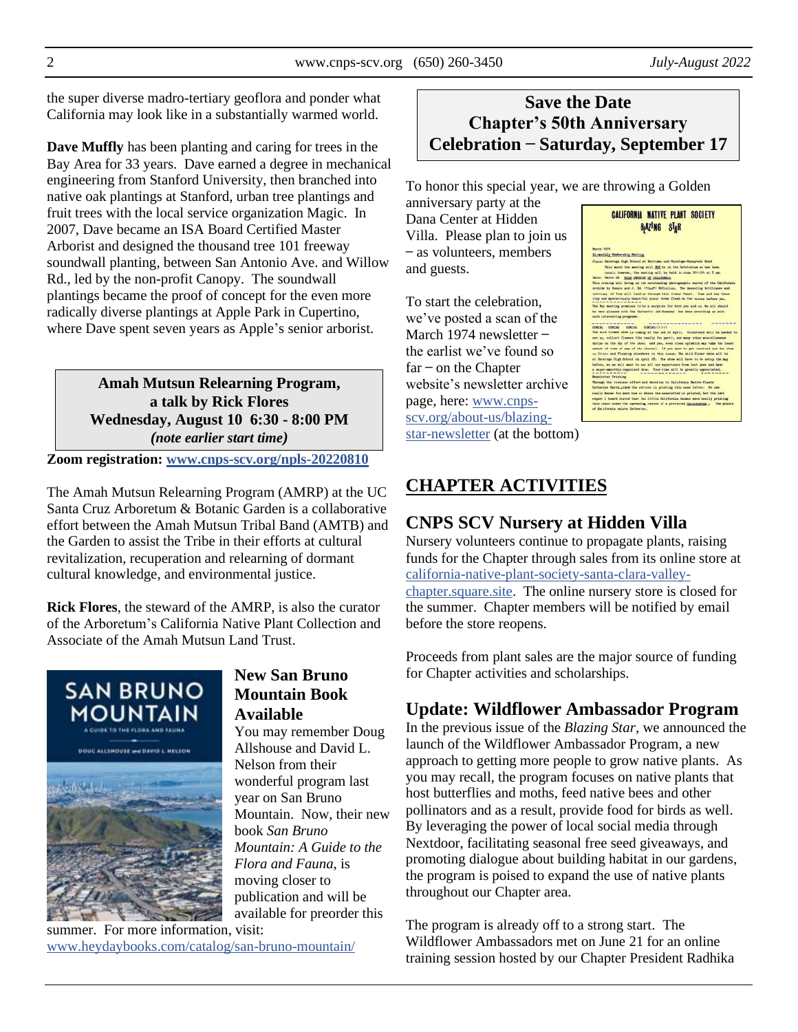the super diverse madro-tertiary geoflora and ponder what California may look like in a substantially warmed world.

**Dave Muffly** has been planting and caring for trees in the Bay Area for 33 years. Dave earned a degree in mechanical engineering from Stanford University, then branched into native oak plantings at Stanford, urban tree plantings and fruit trees with the local service organization Magic. In 2007, Dave became an ISA Board Certified Master Arborist and designed the thousand tree 101 freeway soundwall planting, between San Antonio Ave. and Willow Rd., led by the non-profit Canopy. The soundwall plantings became the proof of concept for the even more radically diverse plantings at Apple Park in Cupertino, where Dave spent seven years as Apple's senior arborist.

**Amah Mutsun Relearning Program, a talk by Rick Flores**
**Wednesday, August 10 6:30 - 8:00 PM**
***(note earlier start time)***

**Zoom registration: www.cnps-scv.org/npls-20220810**

The Amah Mutsun Relearning Program (AMRP) at the UC Santa Cruz Arboretum & Botanic Garden is a collaborative effort between the Amah Mutsun Tribal Band (AMTB) and the Garden to assist the Tribe in their efforts at cultural revitalization, recuperation and relearning of dormant cultural knowledge, and environmental justice.

**Rick Flores**, the steward of the AMRP, is also the curator of the Arboretum's California Native Plant Collection and Associate of the Amah Mutsun Land Trust.

## New San Bruno Mountain Book Available

You may remember Doug Allshouse and David L. Nelson from their wonderful program last year on San Bruno Mountain. Now, their new book *San Bruno Mountain: A Guide to the Flora and Fauna*, is moving closer to publication and will be available for preorder this summer. For more information, visit: www.heydaybooks.com/catalog/san-bruno-mountain/

**Save the Date**
**Chapter's 50th Anniversary Celebration – Saturday, September 17**

To honor this special year, we are throwing a Golden anniversary party at the Dana Center at Hidden Villa. Please plan to join us – as volunteers, members and guests.

To start the celebration, we've posted a scan of the March 1974 newsletter – the earliest we've found so far – on the Chapter website's newsletter archive page, here: www.cnps-scv.org/about-us/blazing-star-newsletter (at the bottom)

# CHAPTER ACTIVITIES

## CNPS SCV Nursery at Hidden Villa

Nursery volunteers continue to propagate plants, raising funds for the Chapter through sales from its online store at california-native-plant-society-santa-clara-valley-chapter.square.site. The online nursery store is closed for the summer. Chapter members will be notified by email before the store reopens.

Proceeds from plant sales are the major source of funding for Chapter activities and scholarships.

## Update: Wildflower Ambassador Program

In the previous issue of the *Blazing Star*, we announced the launch of the Wildflower Ambassador Program, a new approach to getting more people to grow native plants. As you may recall, the program focuses on native plants that host butterflies and moths, feed native bees and other pollinators and as a result, provide food for birds as well. By leveraging the power of local social media through Nextdoor, facilitating seasonal free seed giveaways, and promoting dialogue about building habitat in our gardens, the program is poised to expand the use of native plants throughout our Chapter area.

The program is already off to a strong start. The Wildflower Ambassadors met on June 21 for an online training session hosted by our Chapter President Radhika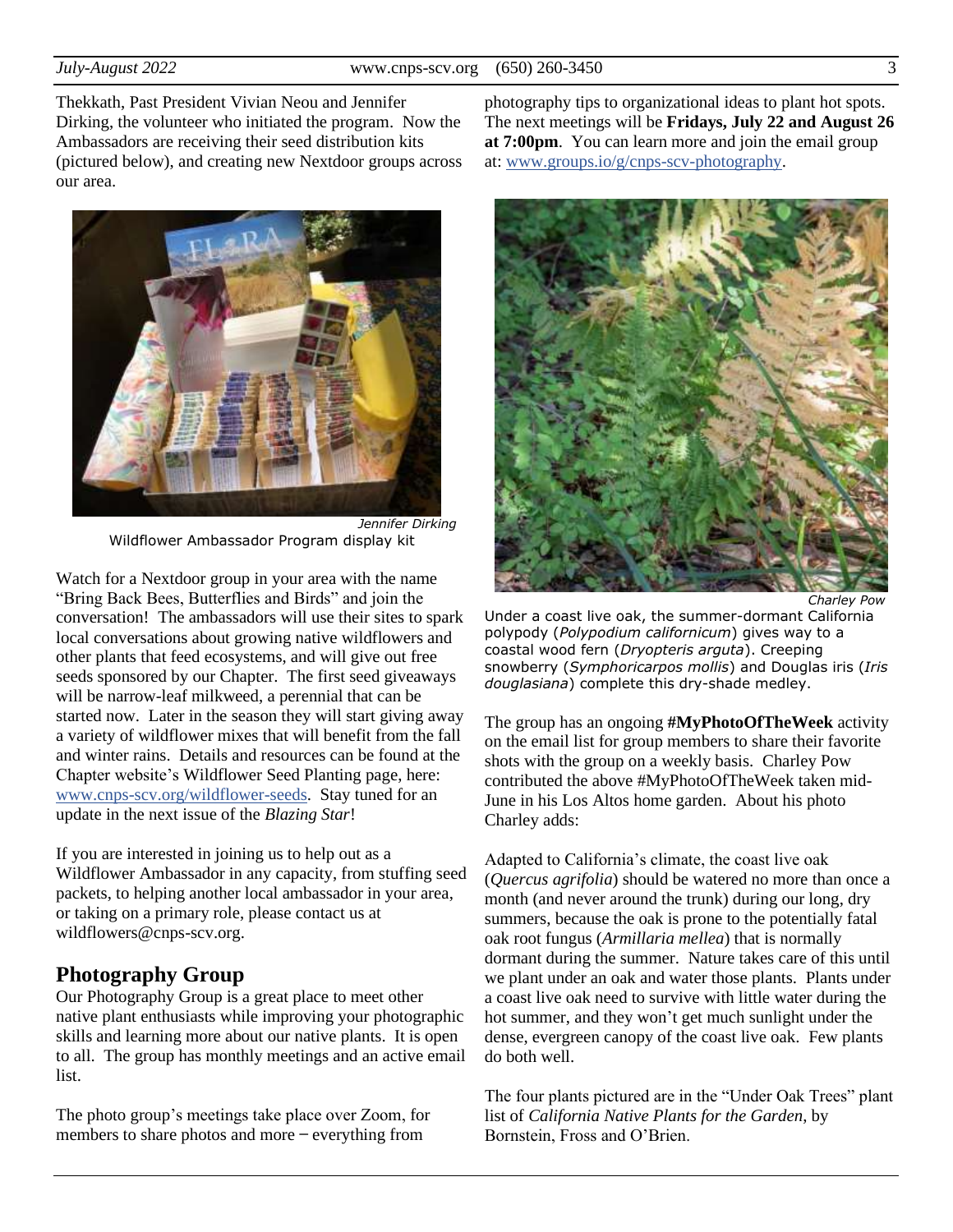Thekkath, Past President Vivian Neou and Jennifer Dirking, the volunteer who initiated the program. Now the Ambassadors are receiving their seed distribution kits (pictured below), and creating new Nextdoor groups across our area.

*Jennifer Dirking*

Wildflower Ambassador Program display kit

Watch for a Nextdoor group in your area with the name "Bring Back Bees, Butterflies and Birds" and join the conversation! The ambassadors will use their sites to spark local conversations about growing native wildflowers and other plants that feed ecosystems, and will give out free seeds sponsored by our Chapter. The first seed giveaways will be narrow-leaf milkweed, a perennial that can be started now. Later in the season they will start giving away a variety of wildflower mixes that will benefit from the fall and winter rains. Details and resources can be found at the Chapter website's Wildflower Seed Planting page, here: www.cnps-scv.org/wildflower-seeds. Stay tuned for an update in the next issue of the *Blazing Star*!

If you are interested in joining us to help out as a Wildflower Ambassador in any capacity, from stuffing seed packets, to helping another local ambassador in your area, or taking on a primary role, please contact us at wildflowers@cnps-scv.org.

## Photography Group

Our Photography Group is a great place to meet other native plant enthusiasts while improving your photographic skills and learning more about our native plants. It is open to all. The group has monthly meetings and an active email list.

The photo group's meetings take place over Zoom, for members to share photos and more – everything from photography tips to organizational ideas to plant hot spots. The next meetings will be **Fridays, July 22 and August 26 at 7:00pm**. You can learn more and join the email group at: www.groups.io/g/cnps-scv-photography.

*Charley Pow*

Under a coast live oak, the summer-dormant California polypody (*Polypodium californicum*) gives way to a coastal wood fern (*Dryopteris arguta*). Creeping snowberry (*Symphoricarpos mollis*) and Douglas iris (*Iris douglasiana*) complete this dry-shade medley.

The group has an ongoing **#MyPhotoOfTheWeek** activity on the email list for group members to share their favorite shots with the group on a weekly basis. Charley Pow contributed the above #MyPhotoOfTheWeek taken mid-June in his Los Altos home garden. About his photo Charley adds:

Adapted to California's climate, the coast live oak (*Quercus agrifolia*) should be watered no more than once a month (and never around the trunk) during our long, dry summers, because the oak is prone to the potentially fatal oak root fungus (*Armillaria mellea*) that is normally dormant during the summer. Nature takes care of this until we plant under an oak and water those plants. Plants under a coast live oak need to survive with little water during the hot summer, and they won't get much sunlight under the dense, evergreen canopy of the coast live oak. Few plants do both well.

The four plants pictured are in the "Under Oak Trees" plant list of *California Native Plants for the Garden*, by Bornstein, Fross and O'Brien.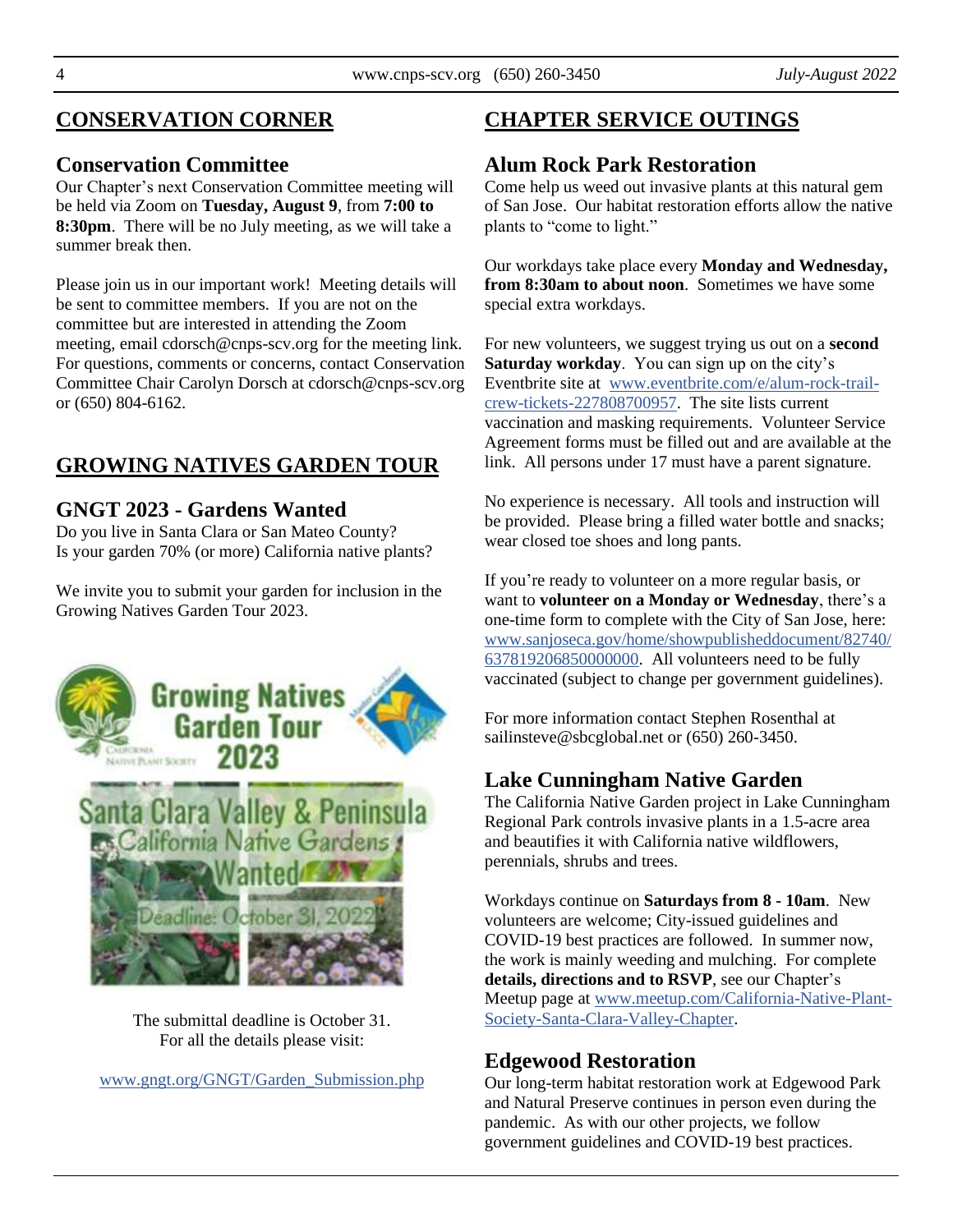## CONSERVATION CORNER

### Conservation Committee

Our Chapter's next Conservation Committee meeting will be held via Zoom on **Tuesday, August 9**, from **7:00 to 8:30pm**. There will be no July meeting, as we will take a summer break then.

Please join us in our important work! Meeting details will be sent to committee members. If you are not on the committee but are interested in attending the Zoom meeting, email cdorsch@cnps-scv.org for the meeting link. For questions, comments or concerns, contact Conservation Committee Chair Carolyn Dorsch at cdorsch@cnps-scv.org or (650) 804-6162.

## GROWING NATIVES GARDEN TOUR

### GNGT 2023 - Gardens Wanted

Do you live in Santa Clara or San Mateo County?
Is your garden 70% (or more) California native plants?

We invite you to submit your garden for inclusion in the Growing Natives Garden Tour 2023.

The submittal deadline is October 31.
For all the details please visit:

www.gngt.org/GNGT/Garden_Submission.php

## CHAPTER SERVICE OUTINGS

### Alum Rock Park Restoration

Come help us weed out invasive plants at this natural gem of San Jose. Our habitat restoration efforts allow the native plants to "come to light."

Our workdays take place every **Monday and Wednesday, from 8:30am to about noon**. Sometimes we have some special extra workdays.

For new volunteers, we suggest trying us out on a **second Saturday workday**. You can sign up on the city's Eventbrite site at www.eventbrite.com/e/alum-rock-trail-crew-tickets-227808700957. The site lists current vaccination and masking requirements. Volunteer Service Agreement forms must be filled out and are available at the link. All persons under 17 must have a parent signature.

No experience is necessary. All tools and instruction will be provided. Please bring a filled water bottle and snacks; wear closed toe shoes and long pants.

If you're ready to volunteer on a more regular basis, or want to **volunteer on a Monday or Wednesday**, there's a one-time form to complete with the City of San Jose, here: www.sanjoseca.gov/home/showpublisheddocument/82740/637819206850000000. All volunteers need to be fully vaccinated (subject to change per government guidelines).

For more information contact Stephen Rosenthal at sailinsteve@sbcglobal.net or (650) 260-3450.

### Lake Cunningham Native Garden

The California Native Garden project in Lake Cunningham Regional Park controls invasive plants in a 1.5-acre area and beautifies it with California native wildflowers, perennials, shrubs and trees.

Workdays continue on **Saturdays from 8 - 10am**. New volunteers are welcome; City-issued guidelines and COVID-19 best practices are followed. In summer now, the work is mainly weeding and mulching. For complete **details, directions and to RSVP**, see our Chapter's Meetup page at www.meetup.com/California-Native-Plant-Society-Santa-Clara-Valley-Chapter.

### Edgewood Restoration

Our long-term habitat restoration work at Edgewood Park and Natural Preserve continues in person even during the pandemic. As with our other projects, we follow government guidelines and COVID-19 best practices.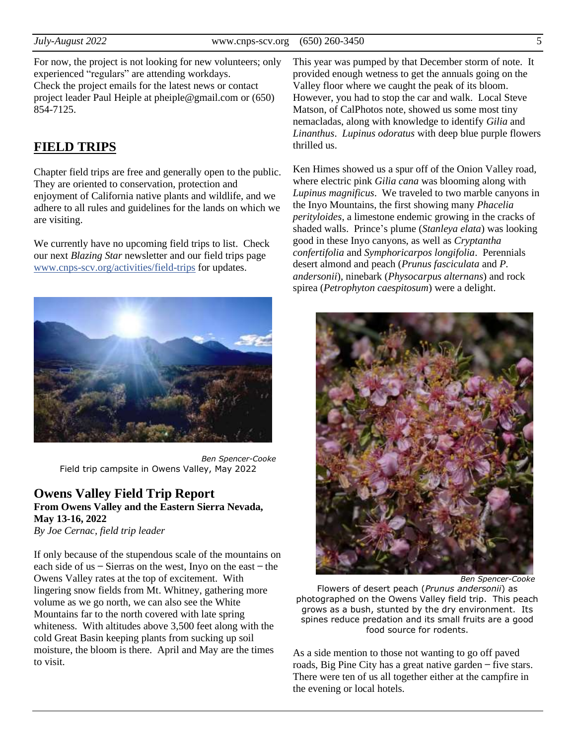For now, the project is not looking for new volunteers; only experienced "regulars" are attending workdays. Check the project emails for the latest news or contact project leader Paul Heiple at pheiple@gmail.com or (650) 854-7125.

## FIELD TRIPS

Chapter field trips are free and generally open to the public. They are oriented to conservation, protection and enjoyment of California native plants and wildlife, and we adhere to all rules and guidelines for the lands on which we are visiting.

We currently have no upcoming field trips to list. Check our next *Blazing Star* newsletter and our field trips page www.cnps-scv.org/activities/field-trips for updates.

*Ben Spencer-Cooke*
Field trip campsite in Owens Valley, May 2022

### Owens Valley Field Trip Report

**From Owens Valley and the Eastern Sierra Nevada, May 13-16, 2022**
*By Joe Cernac, field trip leader*

If only because of the stupendous scale of the mountains on each side of us – Sierras on the west, Inyo on the east – the Owens Valley rates at the top of excitement. With lingering snow fields from Mt. Whitney, gathering more volume as we go north, we can also see the White Mountains far to the north covered with late spring whiteness. With altitudes above 3,500 feet along with the cold Great Basin keeping plants from sucking up soil moisture, the bloom is there. April and May are the times to visit.

This year was pumped by that December storm of note. It provided enough wetness to get the annuals going on the Valley floor where we caught the peak of its bloom. However, you had to stop the car and walk. Local Steve Matson, of CalPhotos note, showed us some most tiny nemacladas, along with knowledge to identify *Gilia* and *Linanthus*. *Lupinus odoratus* with deep blue purple flowers thrilled us.

Ken Himes showed us a spur off of the Onion Valley road, where electric pink *Gilia cana* was blooming along with *Lupinus magnificus*. We traveled to two marble canyons in the Inyo Mountains, the first showing many *Phacelia perityloides*, a limestone endemic growing in the cracks of shaded walls. Prince's plume (*Stanleya elata*) was looking good in these Inyo canyons, as well as *Cryptantha confertifolia* and *Symphoricarpos longifolia*. Perennials desert almond and peach (*Prunus fasciculata* and *P. andersonii*), ninebark (*Physocarpus alternans*) and rock spirea (*Petrophyton caespitosum*) were a delight.

*Ben Spencer-Cooke*
Flowers of desert peach (*Prunus andersonii*) as photographed on the Owens Valley field trip. This peach grows as a bush, stunted by the dry environment. Its spines reduce predation and its small fruits are a good food source for rodents.

As a side mention to those not wanting to go off paved roads, Big Pine City has a great native garden – five stars. There were ten of us all together either at the campfire in the evening or local hotels.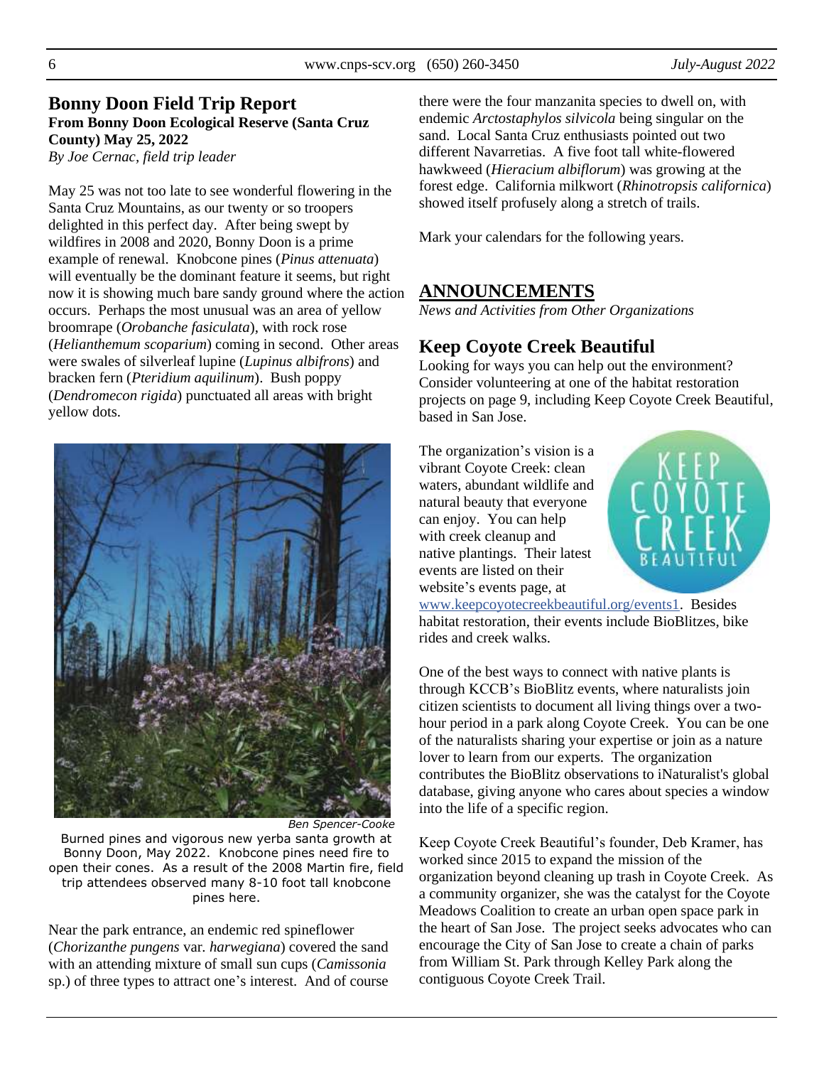## Bonny Doon Field Trip Report

**From Bonny Doon Ecological Reserve (Santa Cruz County) May 25, 2022**

*By Joe Cernac, field trip leader*

May 25 was not too late to see wonderful flowering in the Santa Cruz Mountains, as our twenty or so troopers delighted in this perfect day. After being swept by wildfires in 2008 and 2020, Bonny Doon is a prime example of renewal. Knobcone pines (*Pinus attenuata*) will eventually be the dominant feature it seems, but right now it is showing much bare sandy ground where the action occurs. Perhaps the most unusual was an area of yellow broomrape (*Orobanche fasiculata*), with rock rose (*Helianthemum scoparium*) coming in second. Other areas were swales of silverleaf lupine (*Lupinus albifrons*) and bracken fern (*Pteridium aquilinum*). Bush poppy (*Dendromecon rigida*) punctuated all areas with bright yellow dots.

*Ben Spencer-Cooke*

Burned pines and vigorous new yerba santa growth at Bonny Doon, May 2022. Knobcone pines need fire to open their cones. As a result of the 2008 Martin fire, field trip attendees observed many 8-10 foot tall knobcone pines here.

Near the park entrance, an endemic red spineflower (*Chorizanthe pungens* var. *harwegiana*) covered the sand with an attending mixture of small sun cups (*Camissonia* sp.) of three types to attract one's interest. And of course there were the four manzanita species to dwell on, with endemic *Arctostaphylos silvicola* being singular on the sand. Local Santa Cruz enthusiasts pointed out two different Navarretias. A five foot tall white-flowered hawkweed (*Hieracium albiflorum*) was growing at the forest edge. California milkwort (*Rhinotropsis californica*) showed itself profusely along a stretch of trails.

Mark your calendars for the following years.

## ANNOUNCEMENTS

*News and Activities from Other Organizations*

### Keep Coyote Creek Beautiful

Looking for ways you can help out the environment? Consider volunteering at one of the habitat restoration projects on page 9, including Keep Coyote Creek Beautiful, based in San Jose.

The organization's vision is a vibrant Coyote Creek: clean waters, abundant wildlife and natural beauty that everyone can enjoy. You can help with creek cleanup and native plantings. Their latest events are listed on their website's events page, at www.keepcoyotecreekbeautiful.org/events1. Besides habitat restoration, their events include BioBlitzes, bike rides and creek walks.

One of the best ways to connect with native plants is through KCCB's BioBlitz events, where naturalists join citizen scientists to document all living things over a two-hour period in a park along Coyote Creek. You can be one of the naturalists sharing your expertise or join as a nature lover to learn from our experts. The organization contributes the BioBlitz observations to iNaturalist's global database, giving anyone who cares about species a window into the life of a specific region.

Keep Coyote Creek Beautiful's founder, Deb Kramer, has worked since 2015 to expand the mission of the organization beyond cleaning up trash in Coyote Creek. As a community organizer, she was the catalyst for the Coyote Meadows Coalition to create an urban open space park in the heart of San Jose. The project seeks advocates who can encourage the City of San Jose to create a chain of parks from William St. Park through Kelley Park along the contiguous Coyote Creek Trail.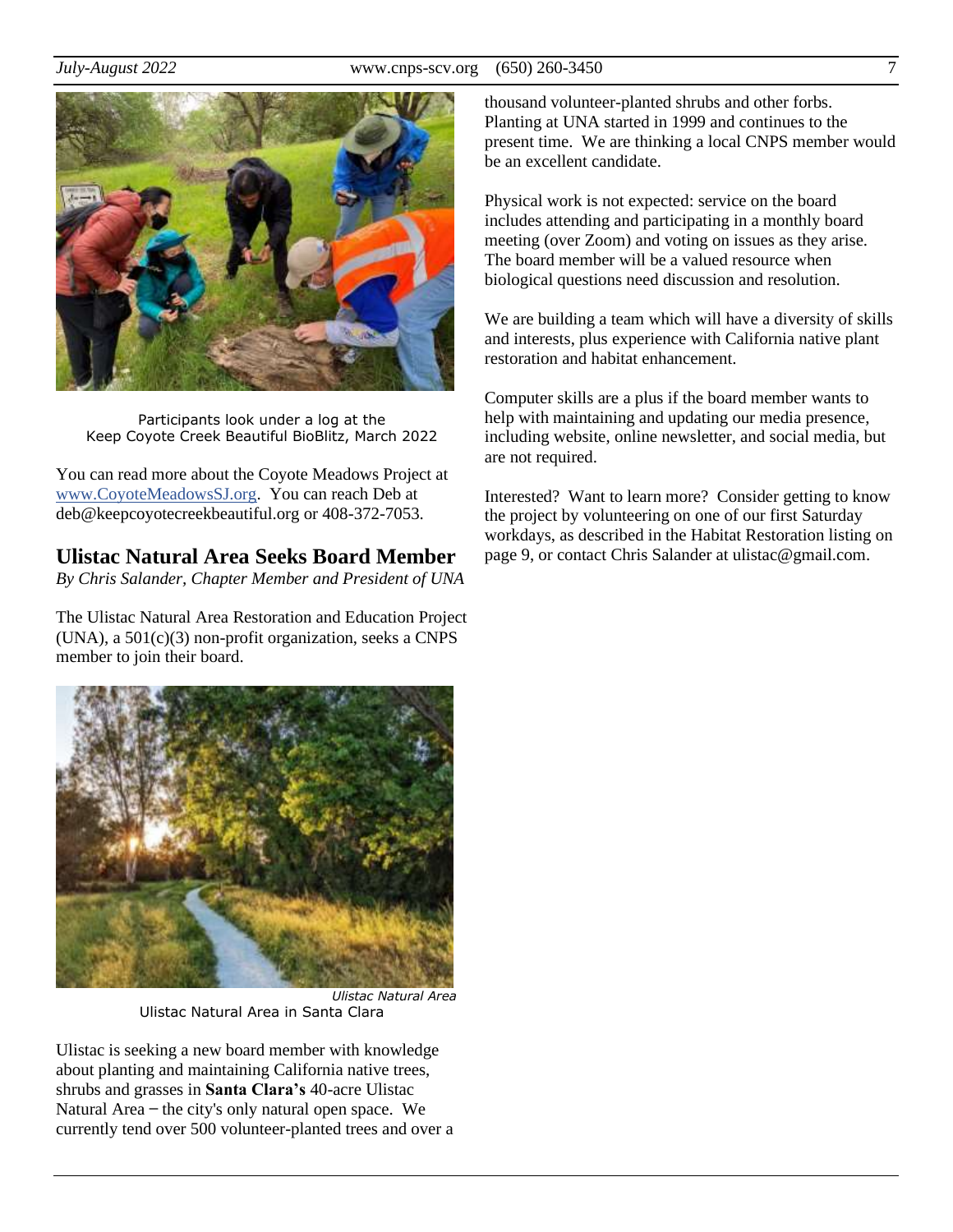Participants look under a log at the Keep Coyote Creek Beautiful BioBlitz, March 2022

You can read more about the Coyote Meadows Project at www.CoyoteMeadowsSJ.org. You can reach Deb at deb@keepcoyotecreekbeautiful.org or 408-372-7053.

## Ulistac Natural Area Seeks Board Member

*By Chris Salander, Chapter Member and President of UNA*

The Ulistac Natural Area Restoration and Education Project (UNA), a 501(c)(3) non-profit organization, seeks a CNPS member to join their board.

*Ulistac Natural Area*

Ulistac Natural Area in Santa Clara

Ulistac is seeking a new board member with knowledge about planting and maintaining California native trees, shrubs and grasses in **Santa Clara's** 40-acre Ulistac Natural Area – the city's only natural open space. We currently tend over 500 volunteer-planted trees and over a thousand volunteer-planted shrubs and other forbs. Planting at UNA started in 1999 and continues to the present time. We are thinking a local CNPS member would be an excellent candidate.

Physical work is not expected: service on the board includes attending and participating in a monthly board meeting (over Zoom) and voting on issues as they arise. The board member will be a valued resource when biological questions need discussion and resolution.

We are building a team which will have a diversity of skills and interests, plus experience with California native plant restoration and habitat enhancement.

Computer skills are a plus if the board member wants to help with maintaining and updating our media presence, including website, online newsletter, and social media, but are not required.

Interested? Want to learn more? Consider getting to know the project by volunteering on one of our first Saturday workdays, as described in the Habitat Restoration listing on page 9, or contact Chris Salander at ulistac@gmail.com.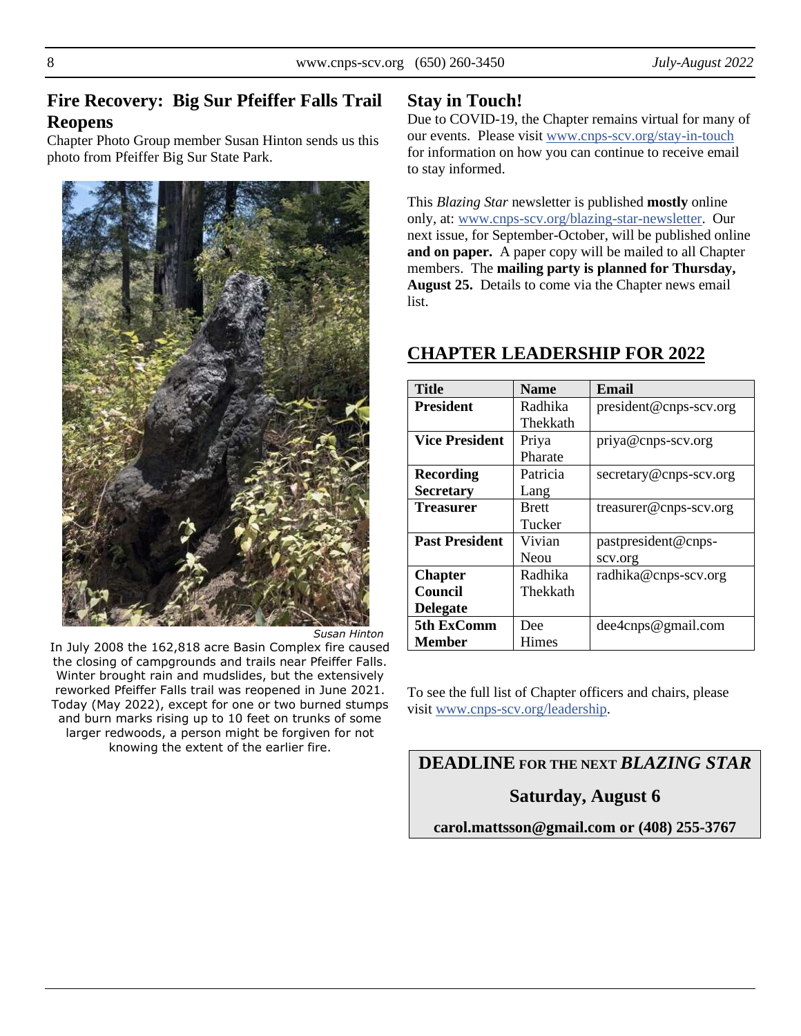## Fire Recovery: Big Sur Pfeiffer Falls Trail Reopens

Chapter Photo Group member Susan Hinton sends us this photo from Pfeiffer Big Sur State Park.

*Susan Hinton*

In July 2008 the 162,818 acre Basin Complex fire caused the closing of campgrounds and trails near Pfeiffer Falls. Winter brought rain and mudslides, but the extensively reworked Pfeiffer Falls trail was reopened in June 2021. Today (May 2022), except for one or two burned stumps and burn marks rising up to 10 feet on trunks of some larger redwoods, a person might be forgiven for not knowing the extent of the earlier fire.

## Stay in Touch!

Due to COVID-19, the Chapter remains virtual for many of our events. Please visit www.cnps-scv.org/stay-in-touch for information on how you can continue to receive email to stay informed.

This *Blazing Star* newsletter is published **mostly** online only, at: www.cnps-scv.org/blazing-star-newsletter. Our next issue, for September-October, will be published online **and on paper.** A paper copy will be mailed to all Chapter members. The **mailing party is planned for Thursday, August 25.** Details to come via the Chapter news email list.

## CHAPTER LEADERSHIP FOR 2022

| Title | Name | Email |
|---|---|---|
| **President** | Radhika Thekkath | president@cnps-scv.org |
| **Vice President** | Priya Pharate | priya@cnps-scv.org |
| **Recording Secretary** | Patricia Lang | secretary@cnps-scv.org |
| **Treasurer** | Brett Tucker | treasurer@cnps-scv.org |
| **Past President** | Vivian Neou | pastpresident@cnps-scv.org |
| **Chapter Council Delegate** | Radhika Thekkath | radhika@cnps-scv.org |
| **5th ExComm Member** | Dee Himes | dee4cnps@gmail.com |

To see the full list of Chapter officers and chairs, please visit www.cnps-scv.org/leadership.

**DEADLINE FOR THE NEXT *BLAZING STAR***

**Saturday, August 6**

**carol.mattsson@gmail.com or (408) 255-3767**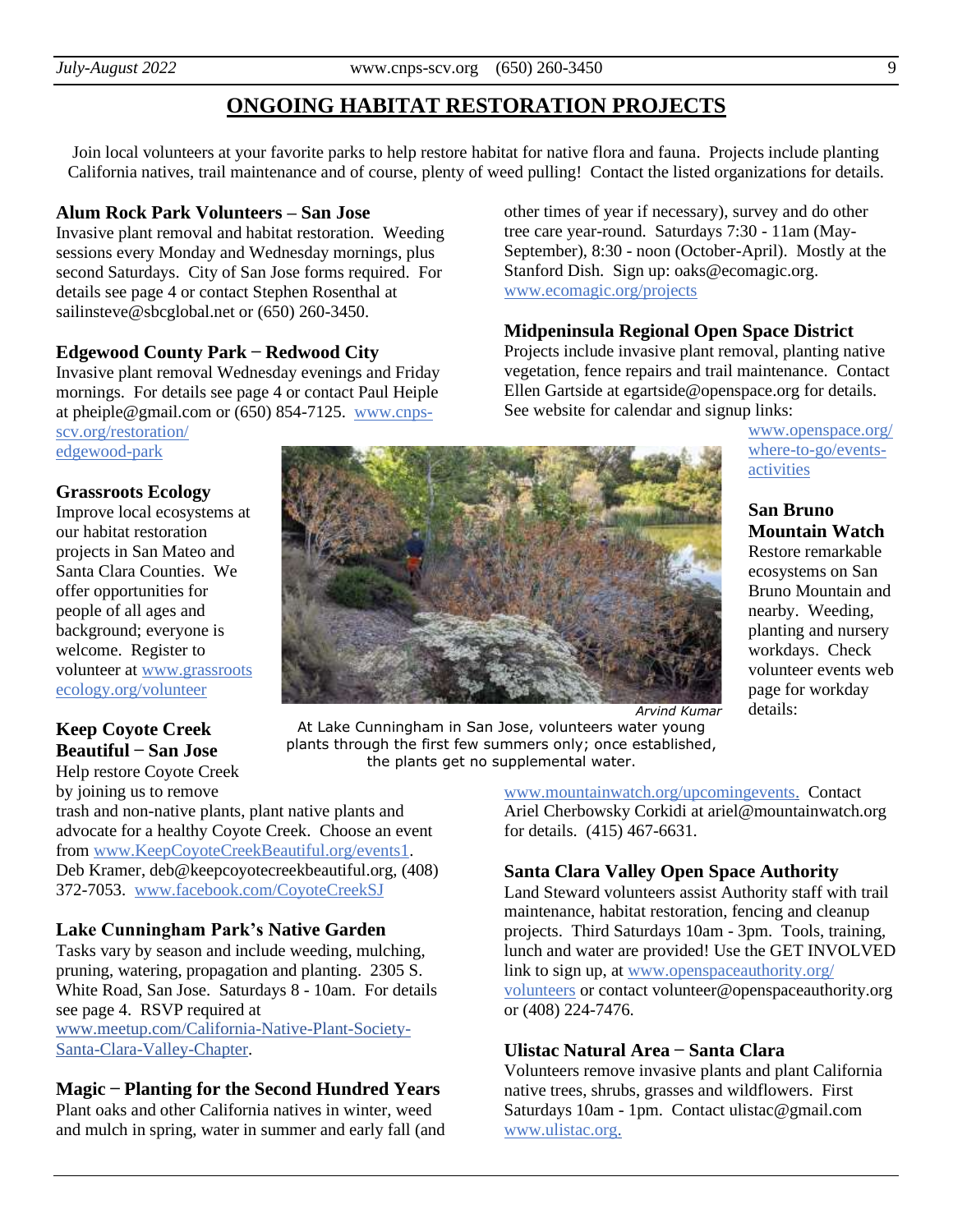# ONGOING HABITAT RESTORATION PROJECTS

Join local volunteers at your favorite parks to help restore habitat for native flora and fauna. Projects include planting California natives, trail maintenance and of course, plenty of weed pulling! Contact the listed organizations for details.

### Alum Rock Park Volunteers – San Jose

Invasive plant removal and habitat restoration. Weeding sessions every Monday and Wednesday mornings, plus second Saturdays. City of San Jose forms required. For details see page 4 or contact Stephen Rosenthal at sailinsteve@sbcglobal.net or (650) 260-3450.

### Edgewood County Park − Redwood City

Invasive plant removal Wednesday evenings and Friday mornings. For details see page 4 or contact Paul Heiple at pheiple@gmail.com or (650) 854-7125. www.cnps-scv.org/restoration/edgewood-park

### Grassroots Ecology

Improve local ecosystems at our habitat restoration projects in San Mateo and Santa Clara Counties. We offer opportunities for people of all ages and background; everyone is welcome. Register to volunteer at www.grassrootsecology.org/volunteer

### Keep Coyote Creek Beautiful − San Jose

Help restore Coyote Creek by joining us to remove trash and non-native plants, plant native plants and advocate for a healthy Coyote Creek. Choose an event from www.KeepCoyoteCreekBeautiful.org/events1. Deb Kramer, deb@keepcoyotecreekbeautiful.org, (408) 372-7053. www.facebook.com/CoyoteCreekSJ

### Lake Cunningham Park's Native Garden

Tasks vary by season and include weeding, mulching, pruning, watering, propagation and planting. 2305 S. White Road, San Jose. Saturdays 8 - 10am. For details see page 4. RSVP required at www.meetup.com/California-Native-Plant-Society-Santa-Clara-Valley-Chapter.

### Magic − Planting for the Second Hundred Years

Plant oaks and other California natives in winter, weed and mulch in spring, water in summer and early fall (and other times of year if necessary), survey and do other tree care year-round. Saturdays 7:30 - 11am (May-September), 8:30 - noon (October-April). Mostly at the Stanford Dish. Sign up: oaks@ecomagic.org. www.ecomagic.org/projects

### Midpeninsula Regional Open Space District

Projects include invasive plant removal, planting native vegetation, fence repairs and trail maintenance. Contact Ellen Gartside at egartside@openspace.org for details. See website for calendar and signup links: www.openspace.org/where-to-go/events-activities

*Arvind Kumar*

At Lake Cunningham in San Jose, volunteers water young plants through the first few summers only; once established, the plants get no supplemental water.

### San Bruno Mountain Watch

Restore remarkable ecosystems on San Bruno Mountain and nearby. Weeding, planting and nursery workdays. Check volunteer events web page for workday details: www.mountainwatch.org/upcomingevents. Contact Ariel Cherbowsky Corkidi at ariel@mountainwatch.org for details. (415) 467-6631.

### Santa Clara Valley Open Space Authority

Land Steward volunteers assist Authority staff with trail maintenance, habitat restoration, fencing and cleanup projects. Third Saturdays 10am - 3pm. Tools, training, lunch and water are provided! Use the GET INVOLVED link to sign up, at www.openspaceauthority.org/volunteers or contact volunteer@openspaceauthority.org or (408) 224-7476.

### Ulistac Natural Area − Santa Clara

Volunteers remove invasive plants and plant California native trees, shrubs, grasses and wildflowers. First Saturdays 10am - 1pm. Contact ulistac@gmail.com www.ulistac.org.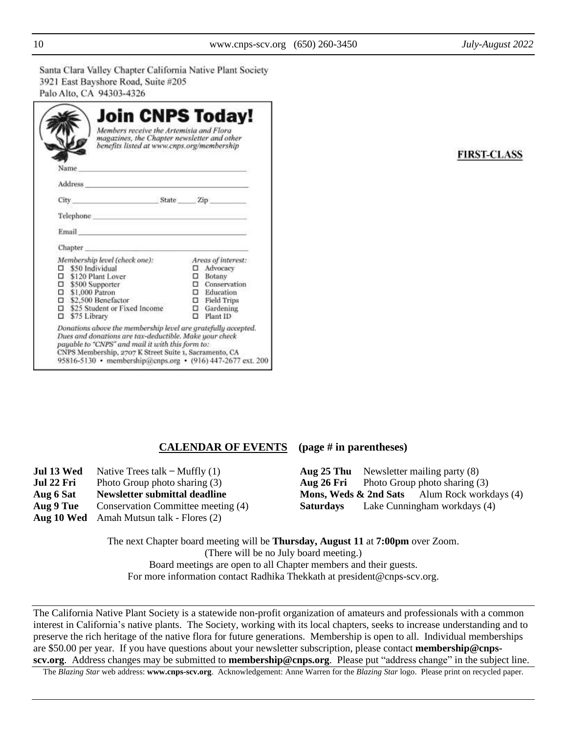Santa Clara Valley Chapter California Native Plant Society
3921 East Bayshore Road, Suite #205
Palo Alto, CA 94303-4326

**FIRST-CLASS**

## Join CNPS Today!

*Members receive the Artemisia and Flora magazines, the Chapter newsletter and other benefits listed at www.cnps.org/membership*

Name ______________________

Address ______________________

City ______________ State _____ Zip ________

Telephone ______________________

Email ______________________

Chapter ______________________

*Membership level (check one):*

- ☐ $50 Individual
- ☐ $120 Plant Lover
- ☐ $500 Supporter
- ☐ $1,000 Patron
- ☐ $2,500 Benefactor
- ☐ $25 Student or Fixed Income
- ☐ $75 Library

*Areas of interest:*

- ☐ Advocacy
- ☐ Botany
- ☐ Conservation
- ☐ Education
- ☐ Field Trips
- ☐ Gardening
- ☐ Plant ID

*Donations above the membership level are gratefully accepted. Dues and donations are tax-deductible. Make your check payable to "CNPS" and mail it with this form to:*
CNPS Membership, 2707 K Street Suite 1, Sacramento, CA 95816-5130 • membership@cnps.org • (916) 447-2677 ext. 200

## CALENDAR OF EVENTS (page # in parentheses)

**Jul 13 Wed** Native Trees talk – Muffly (1)
**Jul 22 Fri** Photo Group photo sharing (3)
**Aug 6 Sat** **Newsletter submittal deadline**
**Aug 9 Tue** Conservation Committee meeting (4)
**Aug 10 Wed** Amah Mutsun talk - Flores (2)
**Aug 25 Thu** Newsletter mailing party (8)
**Aug 26 Fri** Photo Group photo sharing (3)
**Mons, Weds & 2nd Sats** Alum Rock workdays (4)
**Saturdays** Lake Cunningham workdays (4)

The next Chapter board meeting will be **Thursday, August 11** at **7:00pm** over Zoom.
(There will be no July board meeting.)
Board meetings are open to all Chapter members and their guests.
For more information contact Radhika Thekkath at president@cnps-scv.org.

---

The California Native Plant Society is a statewide non-profit organization of amateurs and professionals with a common interest in California's native plants. The Society, working with its local chapters, seeks to increase understanding and to preserve the rich heritage of the native flora for future generations. Membership is open to all. Individual memberships are $50.00 per year. If you have questions about your newsletter subscription, please contact **membership@cnps-scv.org**. Address changes may be submitted to **membership@cnps.org**. Please put "address change" in the subject line.

The *Blazing Star* web address: **www.cnps-scv.org**. Acknowledgement: Anne Warren for the *Blazing Star* logo. Please print on recycled paper.